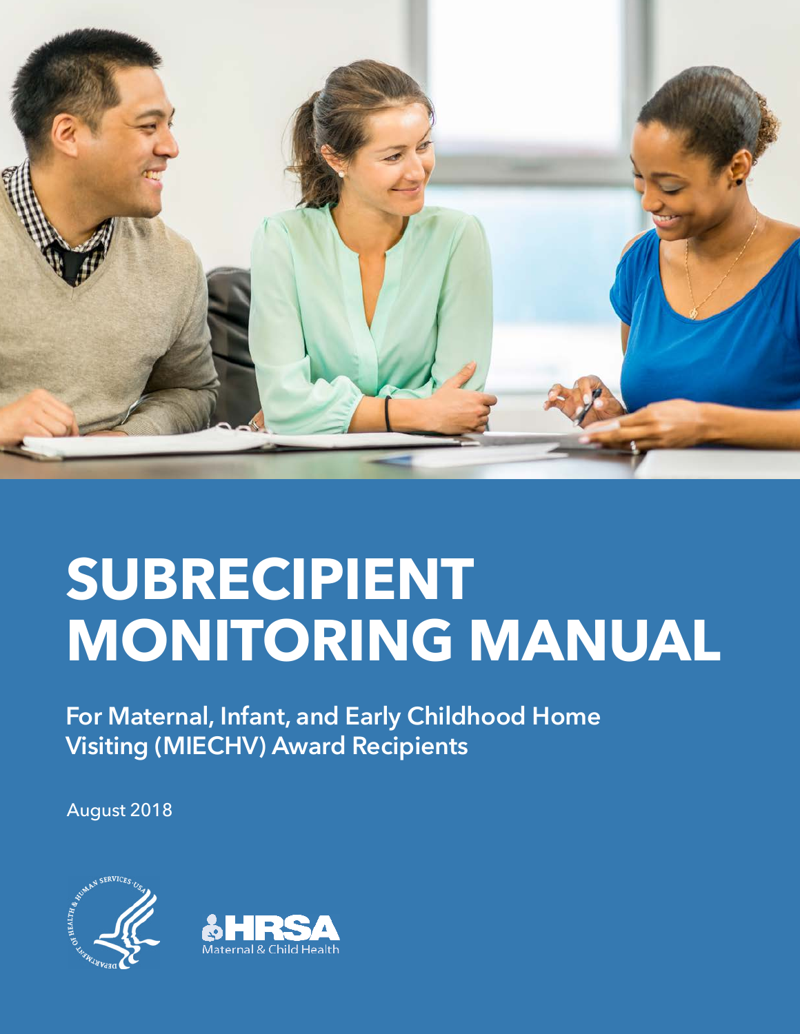# SUBRECIPIENT MONITORING MANUAL

**For Maternal, Infant, and Early Childhood Home Visiting (MIECHV) Award Recipients**

August 2018

HRSA Maternal & Child Health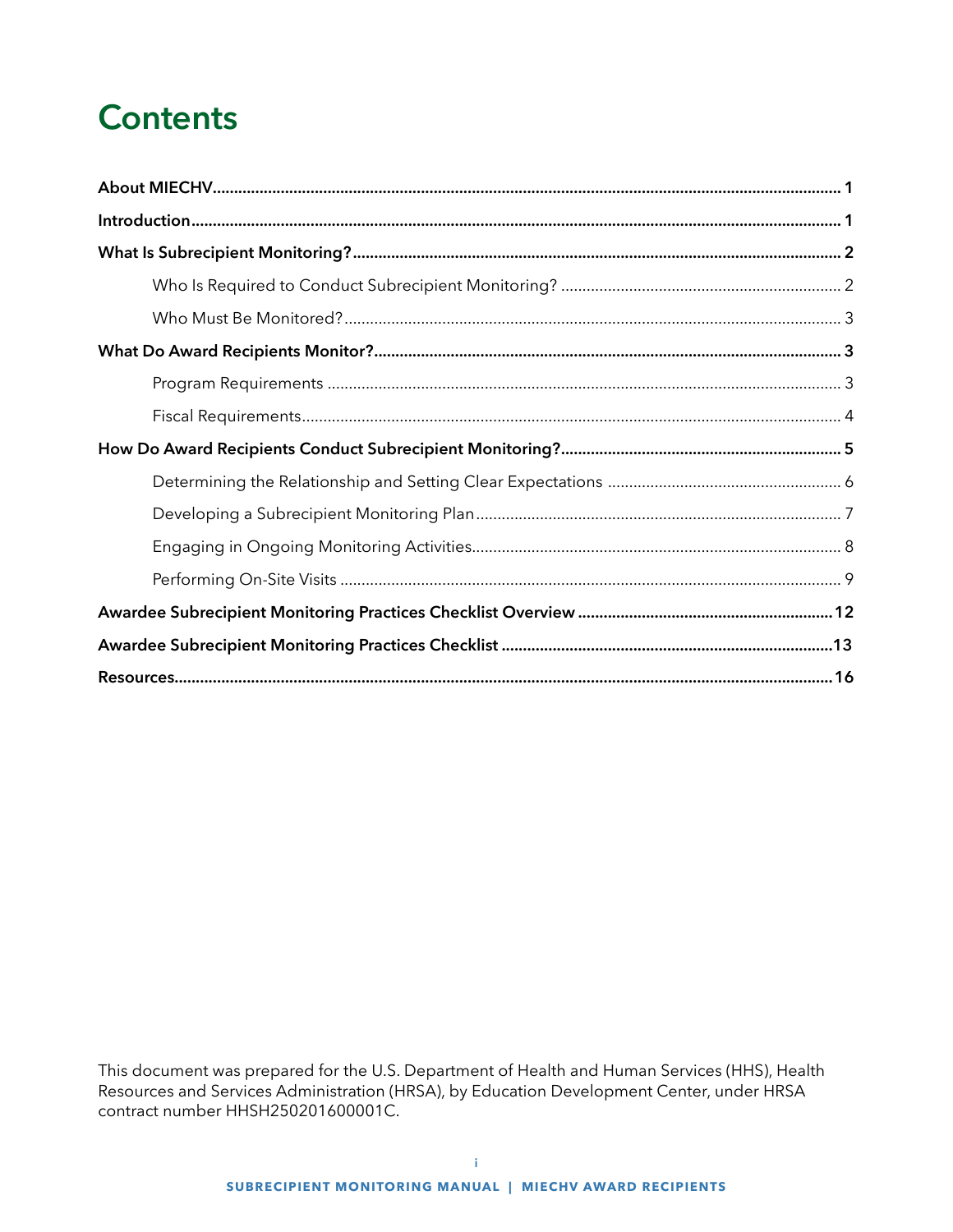# Contents

**About MIECHV** ..... **1**

**Introduction** ..... **1**

**What Is Subrecipient Monitoring?** ..... **2**

- Who Is Required to Conduct Subrecipient Monitoring? ..... 2
- Who Must Be Monitored? ..... 3

**What Do Award Recipients Monitor?** ..... **3**

- Program Requirements ..... 3
- Fiscal Requirements ..... 4

**How Do Award Recipients Conduct Subrecipient Monitoring?** ..... **5**

- Determining the Relationship and Setting Clear Expectations ..... 6
- Developing a Subrecipient Monitoring Plan ..... 7
- Engaging in Ongoing Monitoring Activities ..... 8
- Performing On-Site Visits ..... 9

**Awardee Subrecipient Monitoring Practices Checklist Overview** ..... **12**

**Awardee Subrecipient Monitoring Practices Checklist** ..... **13**

**Resources** ..... **16**

This document was prepared for the U.S. Department of Health and Human Services (HHS), Health Resources and Services Administration (HRSA), by Education Development Center, under HRSA contract number HHSH250201600001C.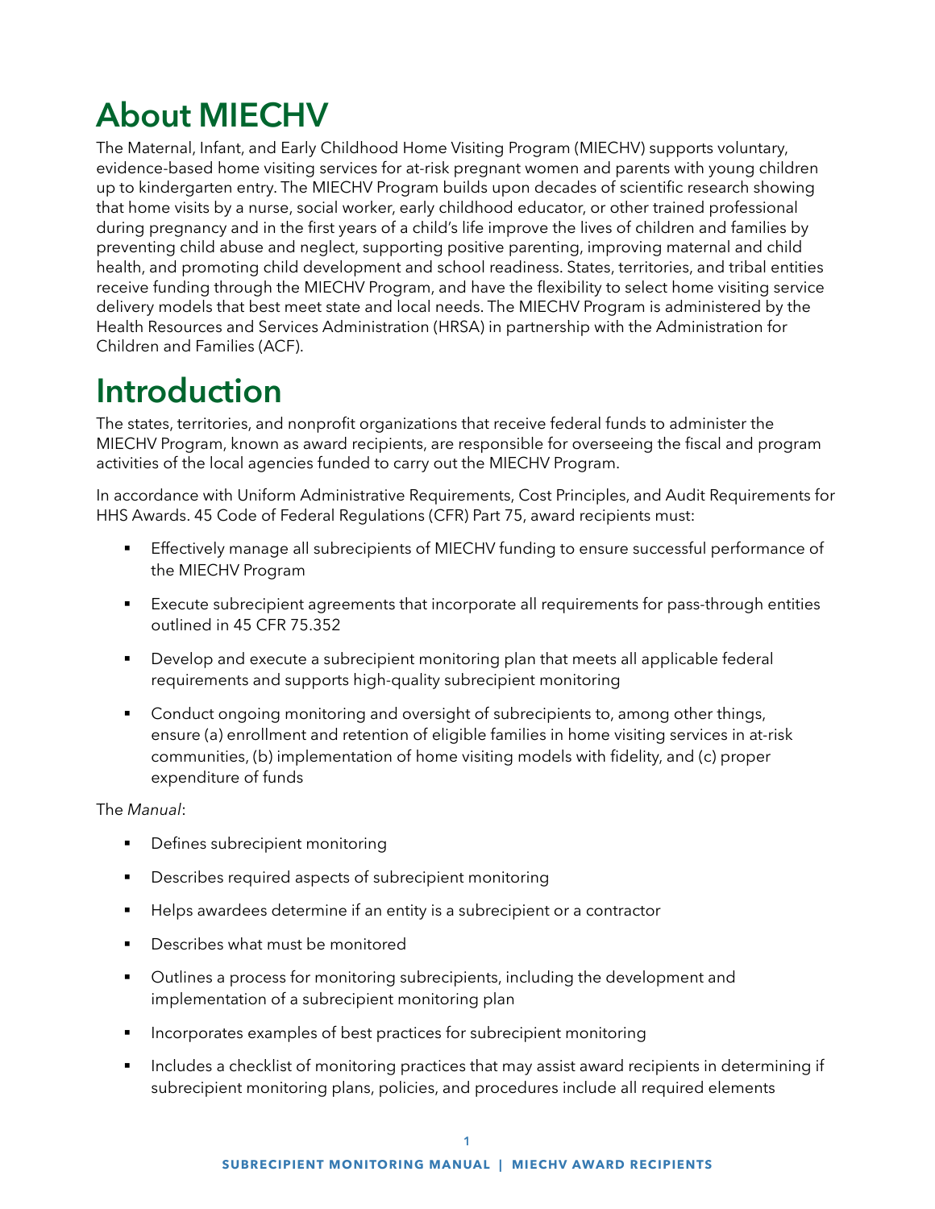# About MIECHV

The Maternal, Infant, and Early Childhood Home Visiting Program (MIECHV) supports voluntary, evidence-based home visiting services for at-risk pregnant women and parents with young children up to kindergarten entry. The MIECHV Program builds upon decades of scientific research showing that home visits by a nurse, social worker, early childhood educator, or other trained professional during pregnancy and in the first years of a child's life improve the lives of children and families by preventing child abuse and neglect, supporting positive parenting, improving maternal and child health, and promoting child development and school readiness. States, territories, and tribal entities receive funding through the MIECHV Program, and have the flexibility to select home visiting service delivery models that best meet state and local needs. The MIECHV Program is administered by the Health Resources and Services Administration (HRSA) in partnership with the Administration for Children and Families (ACF).

# Introduction

The states, territories, and nonprofit organizations that receive federal funds to administer the MIECHV Program, known as award recipients, are responsible for overseeing the fiscal and program activities of the local agencies funded to carry out the MIECHV Program.

In accordance with Uniform Administrative Requirements, Cost Principles, and Audit Requirements for HHS Awards. 45 Code of Federal Regulations (CFR) Part 75, award recipients must:

- Effectively manage all subrecipients of MIECHV funding to ensure successful performance of the MIECHV Program
- Execute subrecipient agreements that incorporate all requirements for pass-through entities outlined in 45 CFR 75.352
- Develop and execute a subrecipient monitoring plan that meets all applicable federal requirements and supports high-quality subrecipient monitoring
- Conduct ongoing monitoring and oversight of subrecipients to, among other things, ensure (a) enrollment and retention of eligible families in home visiting services in at-risk communities, (b) implementation of home visiting models with fidelity, and (c) proper expenditure of funds

The *Manual*:

- Defines subrecipient monitoring
- Describes required aspects of subrecipient monitoring
- Helps awardees determine if an entity is a subrecipient or a contractor
- Describes what must be monitored
- Outlines a process for monitoring subrecipients, including the development and implementation of a subrecipient monitoring plan
- Incorporates examples of best practices for subrecipient monitoring
- Includes a checklist of monitoring practices that may assist award recipients in determining if subrecipient monitoring plans, policies, and procedures include all required elements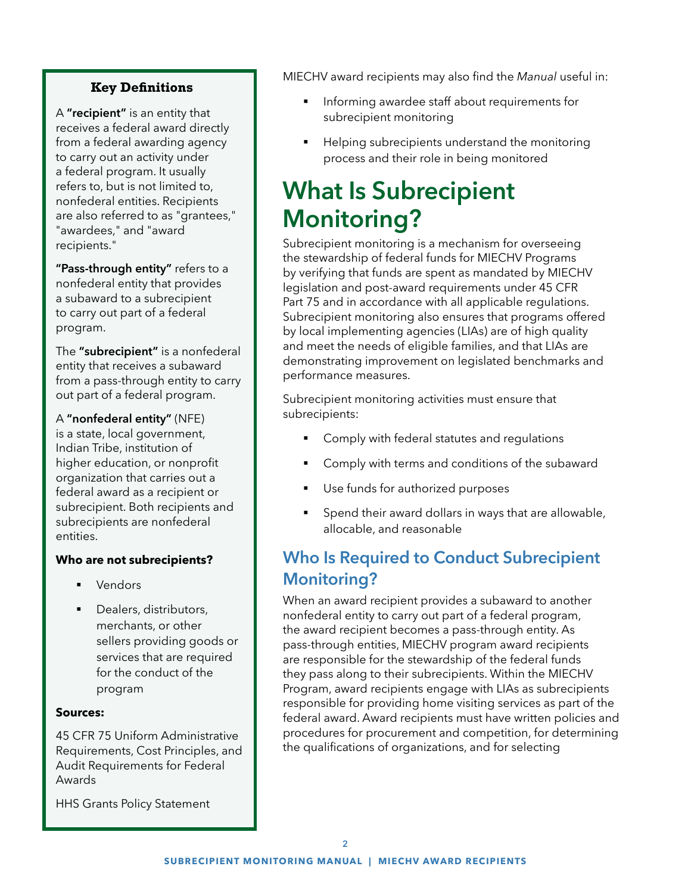**Key Definitions**

A **"recipient"** is an entity that receives a federal award directly from a federal awarding agency to carry out an activity under a federal program. It usually refers to, but is not limited to, nonfederal entities. Recipients are also referred to as "grantees," "awardees," and "award recipients."

**"Pass-through entity"** refers to a nonfederal entity that provides a subaward to a subrecipient to carry out part of a federal program.

The **"subrecipient"** is a nonfederal entity that receives a subaward from a pass-through entity to carry out part of a federal program.

A **"nonfederal entity"** (NFE) is a state, local government, Indian Tribe, institution of higher education, or nonprofit organization that carries out a federal award as a recipient or subrecipient. Both recipients and subrecipients are nonfederal entities.

**Who are not subrecipients?**

- Vendors
- Dealers, distributors, merchants, or other sellers providing goods or services that are required for the conduct of the program

**Sources:**

45 CFR 75 Uniform Administrative Requirements, Cost Principles, and Audit Requirements for Federal Awards

HHS Grants Policy Statement

MIECHV award recipients may also find the *Manual* useful in:

- Informing awardee staff about requirements for subrecipient monitoring
- Helping subrecipients understand the monitoring process and their role in being monitored

# What Is Subrecipient Monitoring?

Subrecipient monitoring is a mechanism for overseeing the stewardship of federal funds for MIECHV Programs by verifying that funds are spent as mandated by MIECHV legislation and post-award requirements under 45 CFR Part 75 and in accordance with all applicable regulations. Subrecipient monitoring also ensures that programs offered by local implementing agencies (LIAs) are of high quality and meet the needs of eligible families, and that LIAs are demonstrating improvement on legislated benchmarks and performance measures.

Subrecipient monitoring activities must ensure that subrecipients:

- Comply with federal statutes and regulations
- Comply with terms and conditions of the subaward
- Use funds for authorized purposes
- Spend their award dollars in ways that are allowable, allocable, and reasonable

## Who Is Required to Conduct Subrecipient Monitoring?

When an award recipient provides a subaward to another nonfederal entity to carry out part of a federal program, the award recipient becomes a pass-through entity. As pass-through entities, MIECHV program award recipients are responsible for the stewardship of the federal funds they pass along to their subrecipients. Within the MIECHV Program, award recipients engage with LIAs as subrecipients responsible for providing home visiting services as part of the federal award. Award recipients must have written policies and procedures for procurement and competition, for determining the qualifications of organizations, and for selecting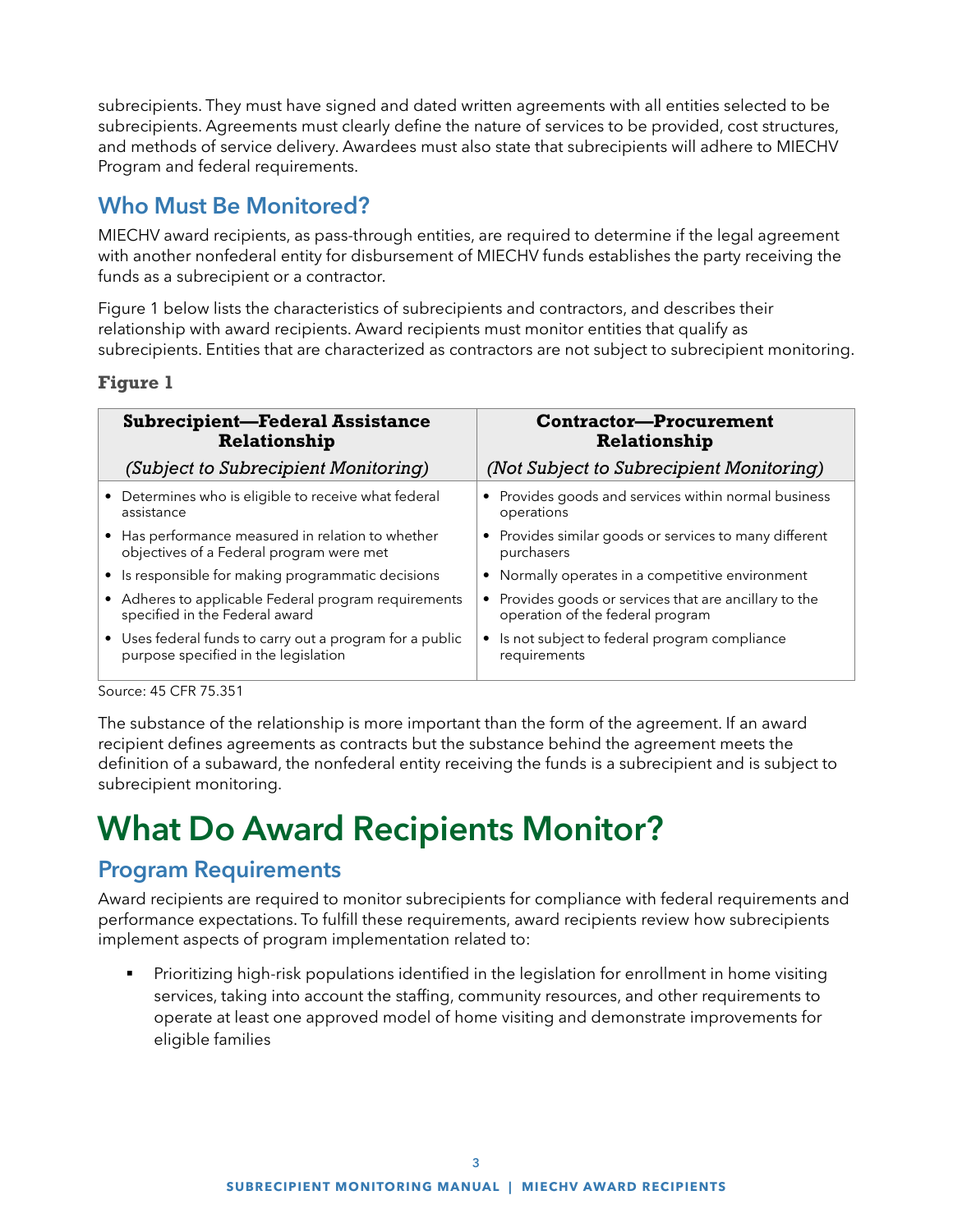subrecipients. They must have signed and dated written agreements with all entities selected to be subrecipients. Agreements must clearly define the nature of services to be provided, cost structures, and methods of service delivery. Awardees must also state that subrecipients will adhere to MIECHV Program and federal requirements.

## Who Must Be Monitored?

MIECHV award recipients, as pass-through entities, are required to determine if the legal agreement with another nonfederal entity for disbursement of MIECHV funds establishes the party receiving the funds as a subrecipient or a contractor.

Figure 1 below lists the characteristics of subrecipients and contractors, and describes their relationship with award recipients. Award recipients must monitor entities that qualify as subrecipients. Entities that are characterized as contractors are not subject to subrecipient monitoring.

**Figure 1**

| **Subrecipient—Federal Assistance Relationship** *(Subject to Subrecipient Monitoring)* | **Contractor—Procurement Relationship** *(Not Subject to Subrecipient Monitoring)* |
|---|---|
| • Determines who is eligible to receive what federal assistance | • Provides goods and services within normal business operations |
| • Has performance measured in relation to whether objectives of a Federal program were met | • Provides similar goods or services to many different purchasers |
| • Is responsible for making programmatic decisions | • Normally operates in a competitive environment |
| • Adheres to applicable Federal program requirements specified in the Federal award | • Provides goods or services that are ancillary to the operation of the federal program |
| • Uses federal funds to carry out a program for a public purpose specified in the legislation | • Is not subject to federal program compliance requirements |

Source: 45 CFR 75.351

The substance of the relationship is more important than the form of the agreement. If an award recipient defines agreements as contracts but the substance behind the agreement meets the definition of a subaward, the nonfederal entity receiving the funds is a subrecipient and is subject to subrecipient monitoring.

# What Do Award Recipients Monitor?

## Program Requirements

Award recipients are required to monitor subrecipients for compliance with federal requirements and performance expectations. To fulfill these requirements, award recipients review how subrecipients implement aspects of program implementation related to:

- Prioritizing high-risk populations identified in the legislation for enrollment in home visiting services, taking into account the staffing, community resources, and other requirements to operate at least one approved model of home visiting and demonstrate improvements for eligible families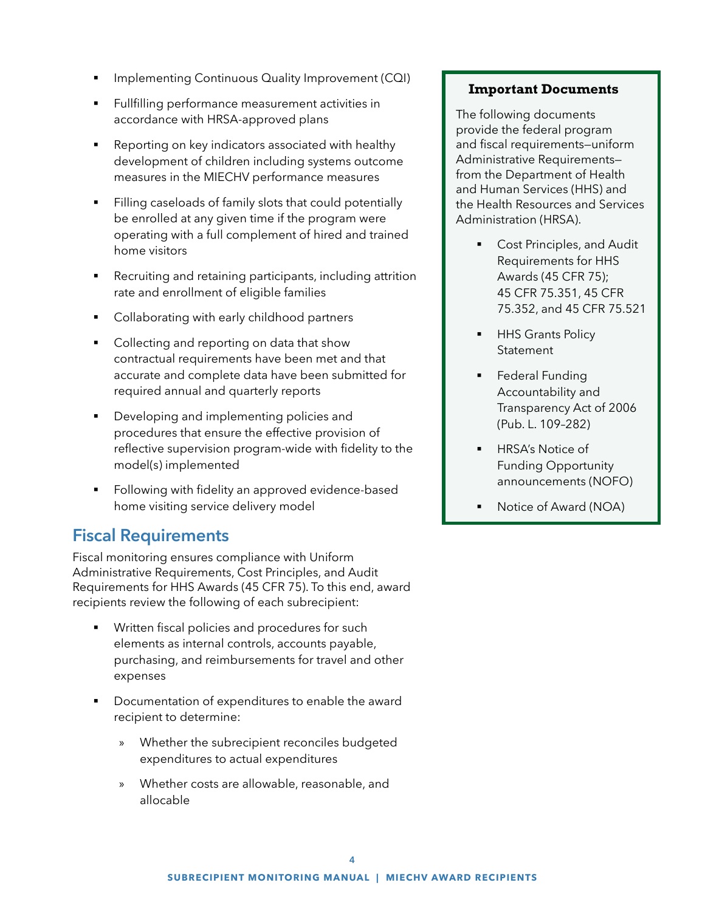- Implementing Continuous Quality Improvement (CQI)
- Fullfilling performance measurement activities in accordance with HRSA-approved plans
- Reporting on key indicators associated with healthy development of children including systems outcome measures in the MIECHV performance measures
- Filling caseloads of family slots that could potentially be enrolled at any given time if the program were operating with a full complement of hired and trained home visitors
- Recruiting and retaining participants, including attrition rate and enrollment of eligible families
- Collaborating with early childhood partners
- Collecting and reporting on data that show contractual requirements have been met and that accurate and complete data have been submitted for required annual and quarterly reports
- Developing and implementing policies and procedures that ensure the effective provision of reflective supervision program-wide with fidelity to the model(s) implemented
- Following with fidelity an approved evidence-based home visiting service delivery model

## Fiscal Requirements

Fiscal monitoring ensures compliance with Uniform Administrative Requirements, Cost Principles, and Audit Requirements for HHS Awards (45 CFR 75). To this end, award recipients review the following of each subrecipient:

- Written fiscal policies and procedures for such elements as internal controls, accounts payable, purchasing, and reimbursements for travel and other expenses
- Documentation of expenditures to enable the award recipient to determine:
  - Whether the subrecipient reconciles budgeted expenditures to actual expenditures
  - Whether costs are allowable, reasonable, and allocable

**Important Documents**

The following documents provide the federal program and fiscal requirements—uniform Administrative Requirements—from the Department of Health and Human Services (HHS) and the Health Resources and Services Administration (HRSA).

- Cost Principles, and Audit Requirements for HHS Awards (45 CFR 75); 45 CFR 75.351, 45 CFR 75.352, and 45 CFR 75.521
- HHS Grants Policy Statement
- Federal Funding Accountability and Transparency Act of 2006 (Pub. L. 109–282)
- HRSA's Notice of Funding Opportunity announcements (NOFO)
- Notice of Award (NOA)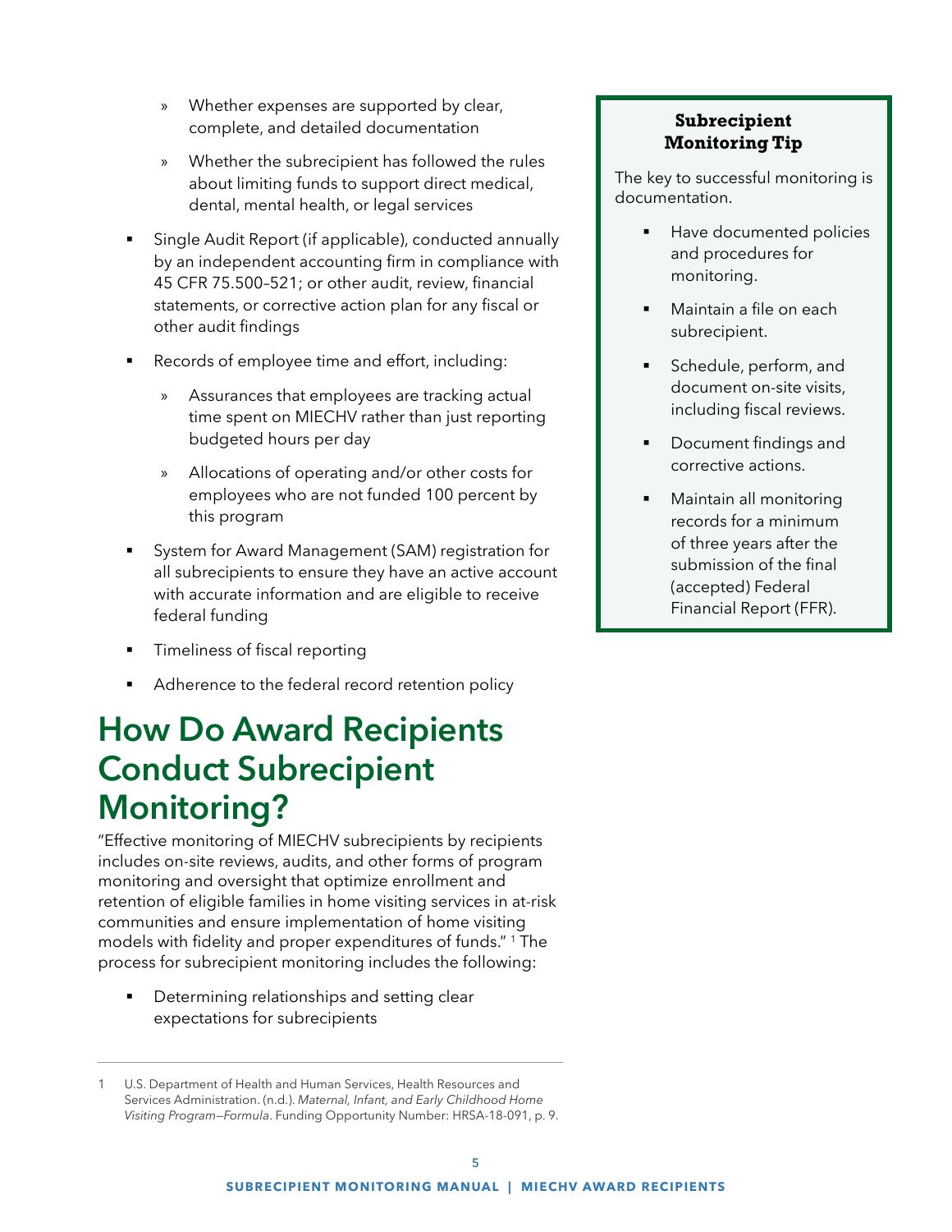- Whether expenses are supported by clear, complete, and detailed documentation
- Whether the subrecipient has followed the rules about limiting funds to support direct medical, dental, mental health, or legal services

- Single Audit Report (if applicable), conducted annually by an independent accounting firm in compliance with 45 CFR 75.500–521; or other audit, review, financial statements, or corrective action plan for any fiscal or other audit findings
- Records of employee time and effort, including:
  - Assurances that employees are tracking actual time spent on MIECHV rather than just reporting budgeted hours per day
  - Allocations of operating and/or other costs for employees who are not funded 100 percent by this program
- System for Award Management (SAM) registration for all subrecipients to ensure they have an active account with accurate information and are eligible to receive federal funding
- Timeliness of fiscal reporting
- Adherence to the federal record retention policy

> **Subrecipient Monitoring Tip**
>
> The key to successful monitoring is documentation.
>
> - Have documented policies and procedures for monitoring.
> - Maintain a file on each subrecipient.
> - Schedule, perform, and document on-site visits, including fiscal reviews.
> - Document findings and corrective actions.
> - Maintain all monitoring records for a minimum of three years after the submission of the final (accepted) Federal Financial Report (FFR).

# How Do Award Recipients Conduct Subrecipient Monitoring?

"Effective monitoring of MIECHV subrecipients by recipients includes on-site reviews, audits, and other forms of program monitoring and oversight that optimize enrollment and retention of eligible families in home visiting services in at-risk communities and ensure implementation of home visiting models with fidelity and proper expenditures of funds." [1] The process for subrecipient monitoring includes the following:

- Determining relationships and setting clear expectations for subrecipients

---

1 U.S. Department of Health and Human Services, Health Resources and Services Administration. (n.d.). *Maternal, Infant, and Early Childhood Home Visiting Program—Formula*. Funding Opportunity Number: HRSA-18-091, p. 9.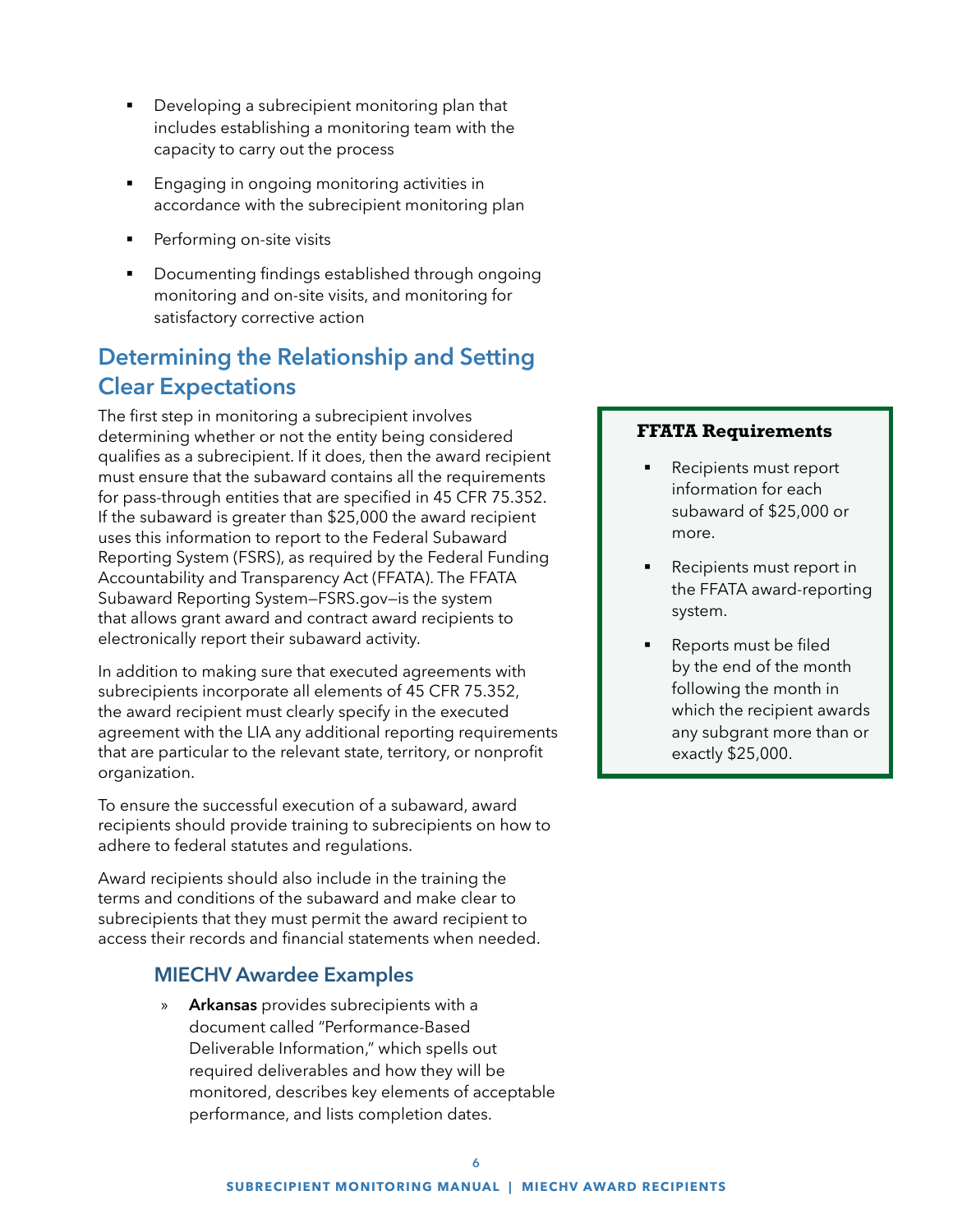- Developing a subrecipient monitoring plan that includes establishing a monitoring team with the capacity to carry out the process
- Engaging in ongoing monitoring activities in accordance with the subrecipient monitoring plan
- Performing on-site visits
- Documenting findings established through ongoing monitoring and on-site visits, and monitoring for satisfactory corrective action

## Determining the Relationship and Setting Clear Expectations

The first step in monitoring a subrecipient involves determining whether or not the entity being considered qualifies as a subrecipient. If it does, then the award recipient must ensure that the subaward contains all the requirements for pass-through entities that are specified in 45 CFR 75.352. If the subaward is greater than $25,000 the award recipient uses this information to report to the Federal Subaward Reporting System (FSRS), as required by the Federal Funding Accountability and Transparency Act (FFATA). The FFATA Subaward Reporting System—FSRS.gov—is the system that allows grant award and contract award recipients to electronically report their subaward activity.

In addition to making sure that executed agreements with subrecipients incorporate all elements of 45 CFR 75.352, the award recipient must clearly specify in the executed agreement with the LIA any additional reporting requirements that are particular to the relevant state, territory, or nonprofit organization.

To ensure the successful execution of a subaward, award recipients should provide training to subrecipients on how to adhere to federal statutes and regulations.

Award recipients should also include in the training the terms and conditions of the subaward and make clear to subrecipients that they must permit the award recipient to access their records and financial statements when needed.

### MIECHV Awardee Examples

» **Arkansas** provides subrecipients with a document called "Performance-Based Deliverable Information," which spells out required deliverables and how they will be monitored, describes key elements of acceptable performance, and lists completion dates.

**FFATA Requirements**

- Recipients must report information for each subaward of $25,000 or more.
- Recipients must report in the FFATA award-reporting system.
- Reports must be filed by the end of the month following the month in which the recipient awards any subgrant more than or exactly $25,000.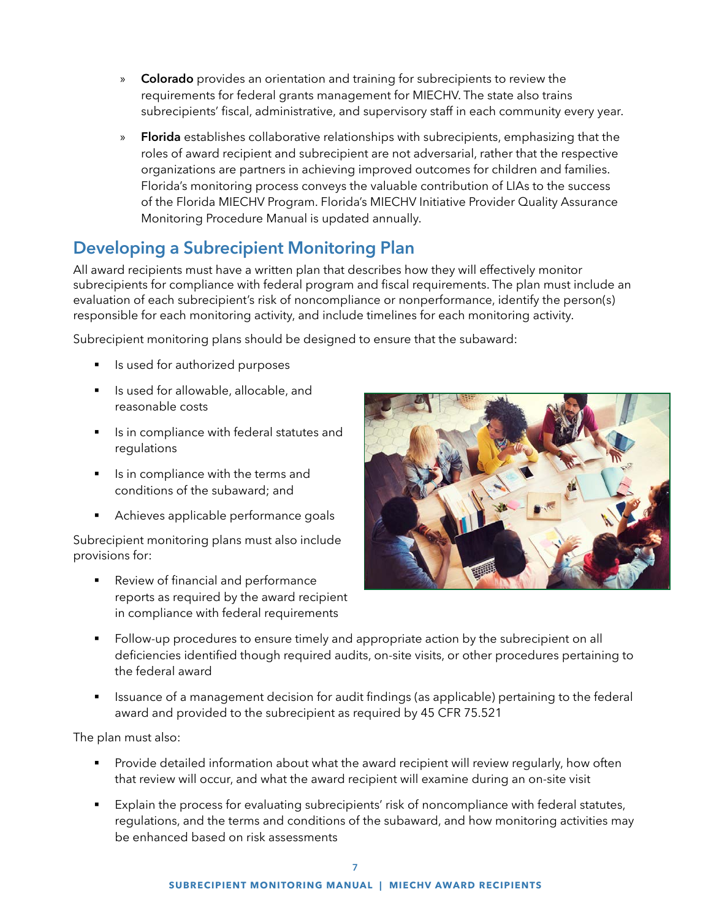- **Colorado** provides an orientation and training for subrecipients to review the requirements for federal grants management for MIECHV. The state also trains subrecipients' fiscal, administrative, and supervisory staff in each community every year.
- **Florida** establishes collaborative relationships with subrecipients, emphasizing that the roles of award recipient and subrecipient are not adversarial, rather that the respective organizations are partners in achieving improved outcomes for children and families. Florida's monitoring process conveys the valuable contribution of LIAs to the success of the Florida MIECHV Program. Florida's MIECHV Initiative Provider Quality Assurance Monitoring Procedure Manual is updated annually.

## Developing a Subrecipient Monitoring Plan

All award recipients must have a written plan that describes how they will effectively monitor subrecipients for compliance with federal program and fiscal requirements. The plan must include an evaluation of each subrecipient's risk of noncompliance or nonperformance, identify the person(s) responsible for each monitoring activity, and include timelines for each monitoring activity.

Subrecipient monitoring plans should be designed to ensure that the subaward:

- Is used for authorized purposes
- Is used for allowable, allocable, and reasonable costs
- Is in compliance with federal statutes and regulations
- Is in compliance with the terms and conditions of the subaward; and
- Achieves applicable performance goals

Subrecipient monitoring plans must also include provisions for:

- Review of financial and performance reports as required by the award recipient in compliance with federal requirements
- Follow-up procedures to ensure timely and appropriate action by the subrecipient on all deficiencies identified though required audits, on-site visits, or other procedures pertaining to the federal award
- Issuance of a management decision for audit findings (as applicable) pertaining to the federal award and provided to the subrecipient as required by 45 CFR 75.521

The plan must also:

- Provide detailed information about what the award recipient will review regularly, how often that review will occur, and what the award recipient will examine during an on-site visit
- Explain the process for evaluating subrecipients' risk of noncompliance with federal statutes, regulations, and the terms and conditions of the subaward, and how monitoring activities may be enhanced based on risk assessments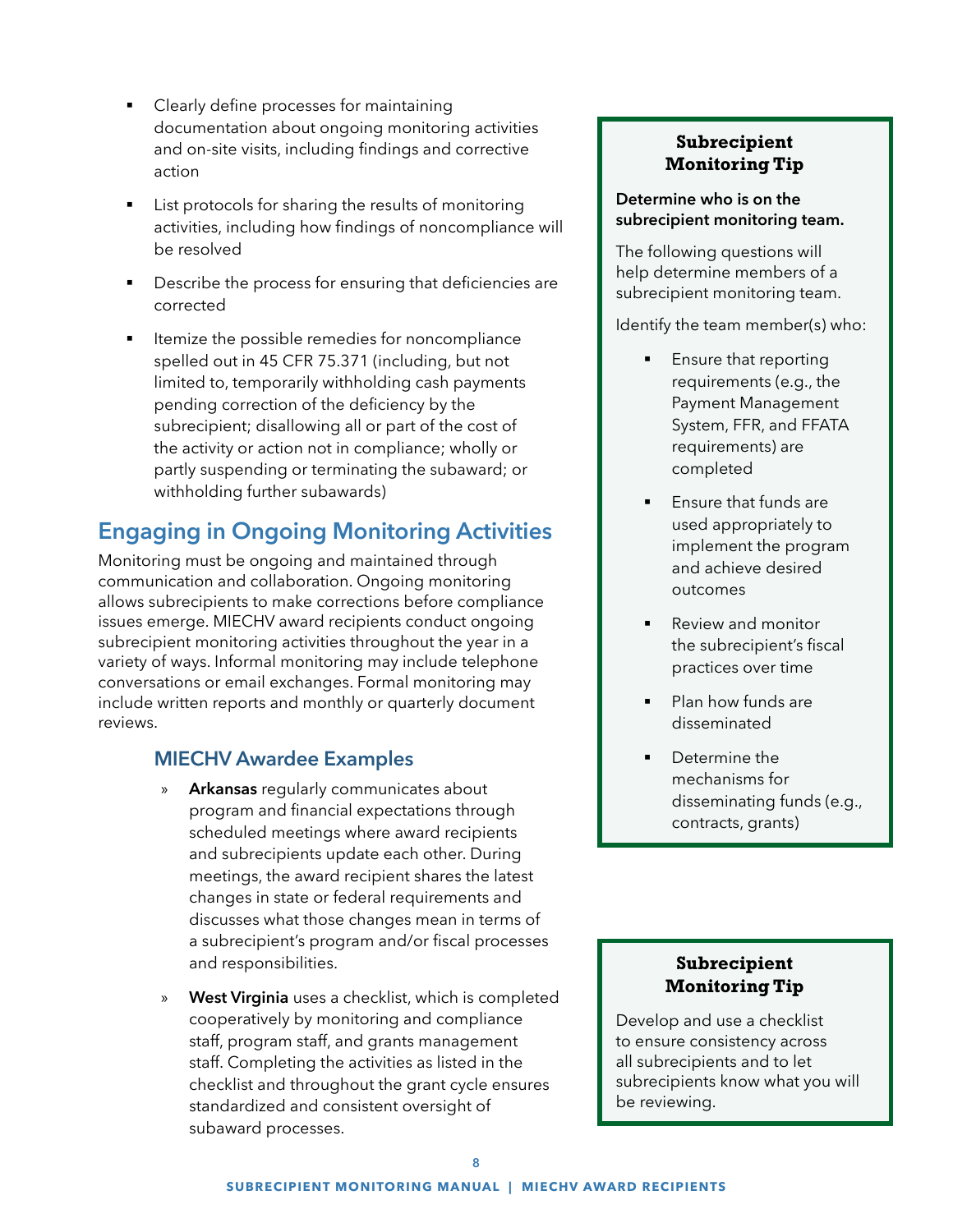- Clearly define processes for maintaining documentation about ongoing monitoring activities and on-site visits, including findings and corrective action
- List protocols for sharing the results of monitoring activities, including how findings of noncompliance will be resolved
- Describe the process for ensuring that deficiencies are corrected
- Itemize the possible remedies for noncompliance spelled out in 45 CFR 75.371 (including, but not limited to, temporarily withholding cash payments pending correction of the deficiency by the subrecipient; disallowing all or part of the cost of the activity or action not in compliance; wholly or partly suspending or terminating the subaward; or withholding further subawards)

## Engaging in Ongoing Monitoring Activities

Monitoring must be ongoing and maintained through communication and collaboration. Ongoing monitoring allows subrecipients to make corrections before compliance issues emerge. MIECHV award recipients conduct ongoing subrecipient monitoring activities throughout the year in a variety of ways. Informal monitoring may include telephone conversations or email exchanges. Formal monitoring may include written reports and monthly or quarterly document reviews.

### MIECHV Awardee Examples

- **Arkansas** regularly communicates about program and financial expectations through scheduled meetings where award recipients and subrecipients update each other. During meetings, the award recipient shares the latest changes in state or federal requirements and discusses what those changes mean in terms of a subrecipient's program and/or fiscal processes and responsibilities.
- **West Virginia** uses a checklist, which is completed cooperatively by monitoring and compliance staff, program staff, and grants management staff. Completing the activities as listed in the checklist and throughout the grant cycle ensures standardized and consistent oversight of subaward processes.

> **Subrecipient Monitoring Tip**
>
> **Determine who is on the subrecipient monitoring team.**
>
> The following questions will help determine members of a subrecipient monitoring team.
>
> Identify the team member(s) who:
>
> - Ensure that reporting requirements (e.g., the Payment Management System, FFR, and FFATA requirements) are completed
> - Ensure that funds are used appropriately to implement the program and achieve desired outcomes
> - Review and monitor the subrecipient's fiscal practices over time
> - Plan how funds are disseminated
> - Determine the mechanisms for disseminating funds (e.g., contracts, grants)

> **Subrecipient Monitoring Tip**
>
> Develop and use a checklist to ensure consistency across all subrecipients and to let subrecipients know what you will be reviewing.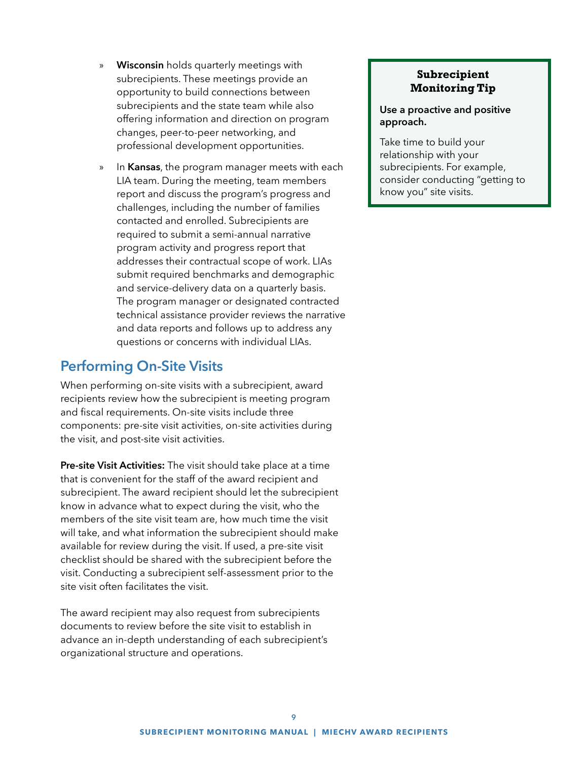- **Wisconsin** holds quarterly meetings with subrecipients. These meetings provide an opportunity to build connections between subrecipients and the state team while also offering information and direction on program changes, peer-to-peer networking, and professional development opportunities.
- In **Kansas**, the program manager meets with each LIA team. During the meeting, team members report and discuss the program's progress and challenges, including the number of families contacted and enrolled. Subrecipients are required to submit a semi-annual narrative program activity and progress report that addresses their contractual scope of work. LIAs submit required benchmarks and demographic and service-delivery data on a quarterly basis. The program manager or designated contracted technical assistance provider reviews the narrative and data reports and follows up to address any questions or concerns with individual LIAs.

> **Subrecipient Monitoring Tip**
>
> **Use a proactive and positive approach.**
>
> Take time to build your relationship with your subrecipients. For example, consider conducting "getting to know you" site visits.

## Performing On-Site Visits

When performing on-site visits with a subrecipient, award recipients review how the subrecipient is meeting program and fiscal requirements. On-site visits include three components: pre-site visit activities, on-site activities during the visit, and post-site visit activities.

**Pre-site Visit Activities:** The visit should take place at a time that is convenient for the staff of the award recipient and subrecipient. The award recipient should let the subrecipient know in advance what to expect during the visit, who the members of the site visit team are, how much time the visit will take, and what information the subrecipient should make available for review during the visit. If used, a pre-site visit checklist should be shared with the subrecipient before the visit. Conducting a subrecipient self-assessment prior to the site visit often facilitates the visit.

The award recipient may also request from subrecipients documents to review before the site visit to establish in advance an in-depth understanding of each subrecipient's organizational structure and operations.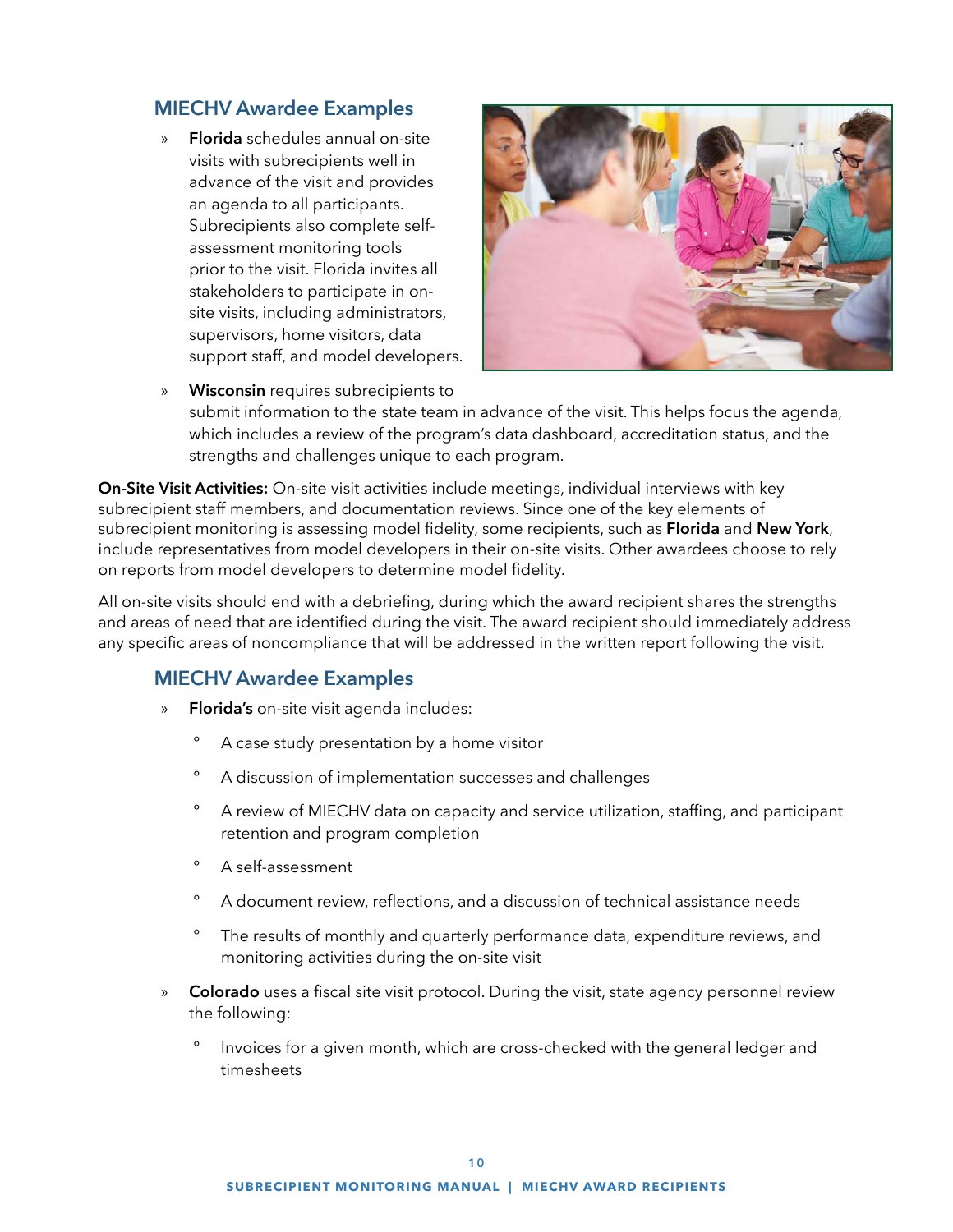### MIECHV Awardee Examples

- **Florida** schedules annual on-site visits with subrecipients well in advance of the visit and provides an agenda to all participants. Subrecipients also complete self-assessment monitoring tools prior to the visit. Florida invites all stakeholders to participate in on-site visits, including administrators, supervisors, home visitors, data support staff, and model developers.
- **Wisconsin** requires subrecipients to submit information to the state team in advance of the visit. This helps focus the agenda, which includes a review of the program's data dashboard, accreditation status, and the strengths and challenges unique to each program.

**On-Site Visit Activities:** On-site visit activities include meetings, individual interviews with key subrecipient staff members, and documentation reviews. Since one of the key elements of subrecipient monitoring is assessing model fidelity, some recipients, such as **Florida** and **New York**, include representatives from model developers in their on-site visits. Other awardees choose to rely on reports from model developers to determine model fidelity.

All on-site visits should end with a debriefing, during which the award recipient shares the strengths and areas of need that are identified during the visit. The award recipient should immediately address any specific areas of noncompliance that will be addressed in the written report following the visit.

### MIECHV Awardee Examples

- **Florida's** on-site visit agenda includes:
  - A case study presentation by a home visitor
  - A discussion of implementation successes and challenges
  - A review of MIECHV data on capacity and service utilization, staffing, and participant retention and program completion
  - A self-assessment
  - A document review, reflections, and a discussion of technical assistance needs
  - The results of monthly and quarterly performance data, expenditure reviews, and monitoring activities during the on-site visit
- **Colorado** uses a fiscal site visit protocol. During the visit, state agency personnel review the following:
  - Invoices for a given month, which are cross-checked with the general ledger and timesheets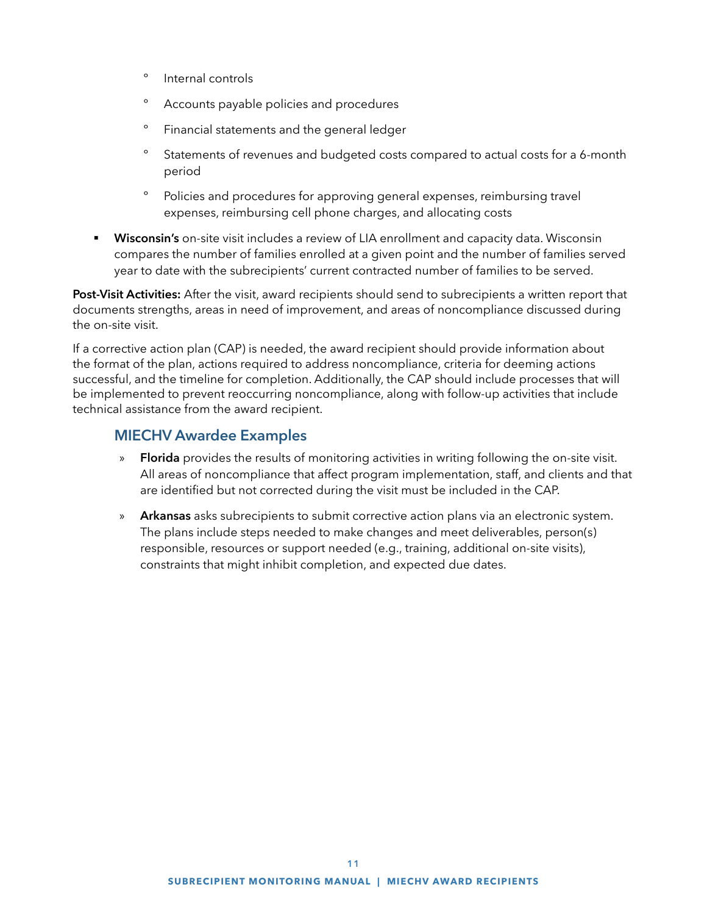- Internal controls
- Accounts payable policies and procedures
- Financial statements and the general ledger
- Statements of revenues and budgeted costs compared to actual costs for a 6-month period
- Policies and procedures for approving general expenses, reimbursing travel expenses, reimbursing cell phone charges, and allocating costs

- **Wisconsin's** on-site visit includes a review of LIA enrollment and capacity data. Wisconsin compares the number of families enrolled at a given point and the number of families served year to date with the subrecipients' current contracted number of families to be served.

**Post-Visit Activities:** After the visit, award recipients should send to subrecipients a written report that documents strengths, areas in need of improvement, and areas of noncompliance discussed during the on-site visit.

If a corrective action plan (CAP) is needed, the award recipient should provide information about the format of the plan, actions required to address noncompliance, criteria for deeming actions successful, and the timeline for completion. Additionally, the CAP should include processes that will be implemented to prevent reoccurring noncompliance, along with follow-up activities that include technical assistance from the award recipient.

### MIECHV Awardee Examples

- **Florida** provides the results of monitoring activities in writing following the on-site visit. All areas of noncompliance that affect program implementation, staff, and clients and that are identified but not corrected during the visit must be included in the CAP.
- **Arkansas** asks subrecipients to submit corrective action plans via an electronic system. The plans include steps needed to make changes and meet deliverables, person(s) responsible, resources or support needed (e.g., training, additional on-site visits), constraints that might inhibit completion, and expected due dates.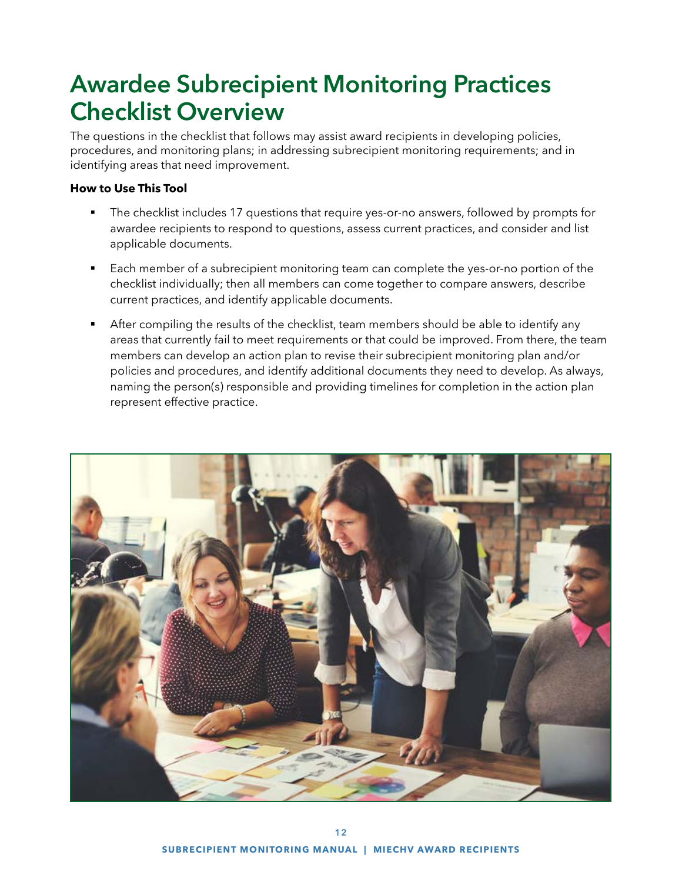# Awardee Subrecipient Monitoring Practices Checklist Overview

The questions in the checklist that follows may assist award recipients in developing policies, procedures, and monitoring plans; in addressing subrecipient monitoring requirements; and in identifying areas that need improvement.

**How to Use This Tool**

- The checklist includes 17 questions that require yes-or-no answers, followed by prompts for awardee recipients to respond to questions, assess current practices, and consider and list applicable documents.
- Each member of a subrecipient monitoring team can complete the yes-or-no portion of the checklist individually; then all members can come together to compare answers, describe current practices, and identify applicable documents.
- After compiling the results of the checklist, team members should be able to identify any areas that currently fail to meet requirements or that could be improved. From there, the team members can develop an action plan to revise their subrecipient monitoring plan and/or policies and procedures, and identify additional documents they need to develop. As always, naming the person(s) responsible and providing timelines for completion in the action plan represent effective practice.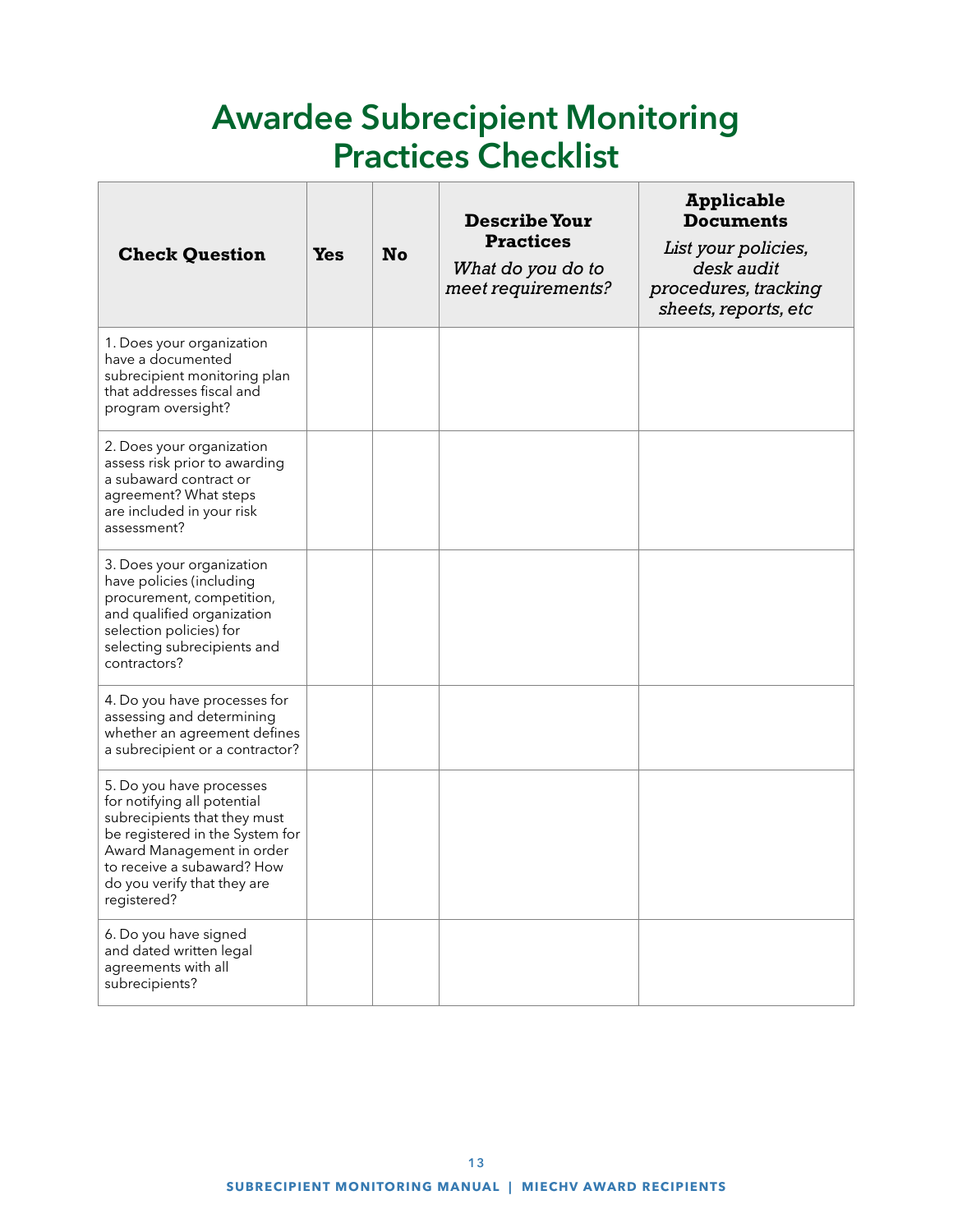# Awardee Subrecipient Monitoring Practices Checklist

| Check Question | Yes | No | **Describe Your Practices** *What do you do to meet requirements?* | **Applicable Documents** *List your policies, desk audit procedures, tracking sheets, reports, etc* |
|---|---|---|---|---|
| 1. Does your organization have a documented subrecipient monitoring plan that addresses fiscal and program oversight? | | | | |
| 2. Does your organization assess risk prior to awarding a subaward contract or agreement? What steps are included in your risk assessment? | | | | |
| 3. Does your organization have policies (including procurement, competition, and qualified organization selection policies) for selecting subrecipients and contractors? | | | | |
| 4. Do you have processes for assessing and determining whether an agreement defines a subrecipient or a contractor? | | | | |
| 5. Do you have processes for notifying all potential subrecipients that they must be registered in the System for Award Management in order to receive a subaward? How do you verify that they are registered? | | | | |
| 6. Do you have signed and dated written legal agreements with all subrecipients? | | | | |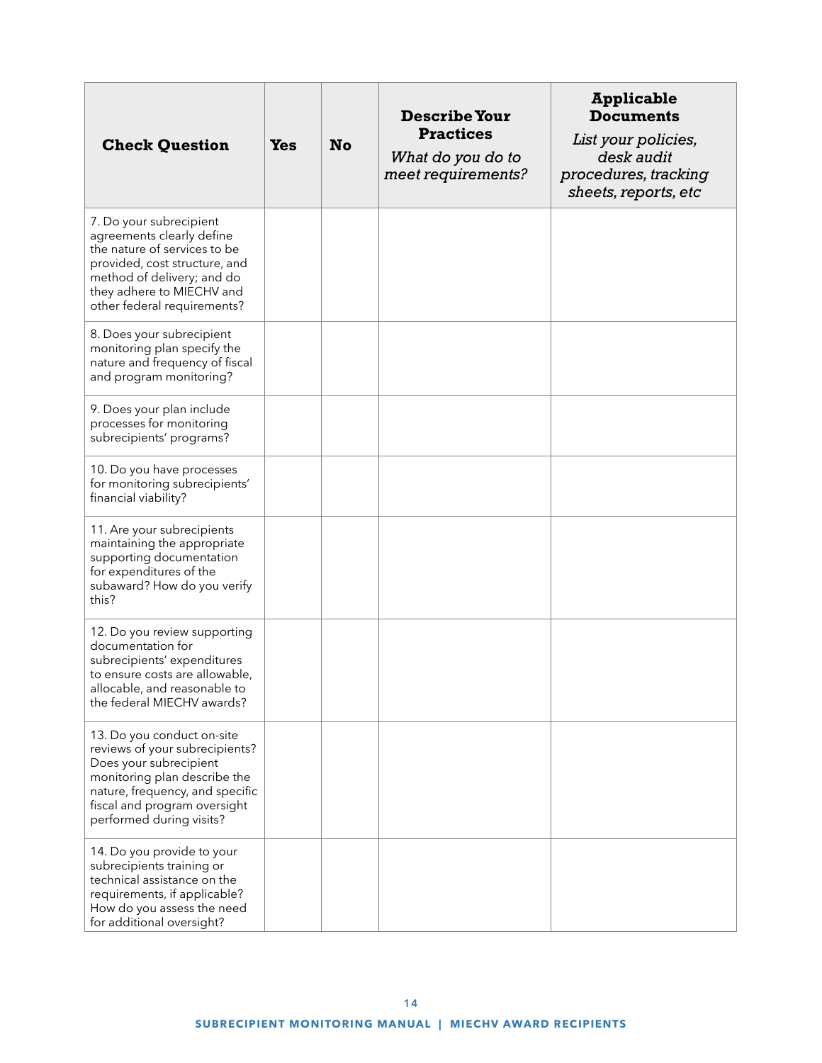| Check Question | Yes | No | **Describe Your Practices** *What do you do to meet requirements?* | **Applicable Documents** *List your policies, desk audit procedures, tracking sheets, reports, etc* |
| --- | --- | --- | --- | --- |
| 7. Do your subrecipient agreements clearly define the nature of services to be provided, cost structure, and method of delivery; and do they adhere to MIECHV and other federal requirements? | | | | |
| 8. Does your subrecipient monitoring plan specify the nature and frequency of fiscal and program monitoring? | | | | |
| 9. Does your plan include processes for monitoring subrecipients' programs? | | | | |
| 10. Do you have processes for monitoring subrecipients' financial viability? | | | | |
| 11. Are your subrecipients maintaining the appropriate supporting documentation for expenditures of the subaward? How do you verify this? | | | | |
| 12. Do you review supporting documentation for subrecipients' expenditures to ensure costs are allowable, allocable, and reasonable to the federal MIECHV awards? | | | | |
| 13. Do you conduct on-site reviews of your subrecipients? Does your subrecipient monitoring plan describe the nature, frequency, and specific fiscal and program oversight performed during visits? | | | | |
| 14. Do you provide to your subrecipients training or technical assistance on the requirements, if applicable? How do you assess the need for additional oversight? | | | | |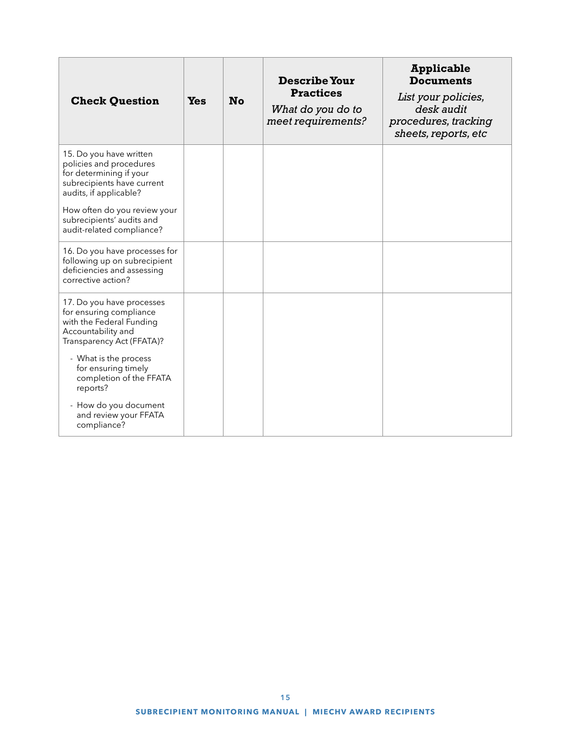| **Check Question** | **Yes** | **No** | **Describe Your Practices** *What do you do to meet requirements?* | **Applicable Documents** *List your policies, desk audit procedures, tracking sheets, reports, etc* |
|---|---|---|---|---|
| 15. Do you have written policies and procedures for determining if your subrecipients have current audits, if applicable? How often do you review your subrecipients' audits and audit-related compliance? | | | | |
| 16. Do you have processes for following up on subrecipient deficiencies and assessing corrective action? | | | | |
| 17. Do you have processes for ensuring compliance with the Federal Funding Accountability and Transparency Act (FFATA)? - What is the process for ensuring timely completion of the FFATA reports? - How do you document and review your FFATA compliance? | | | | |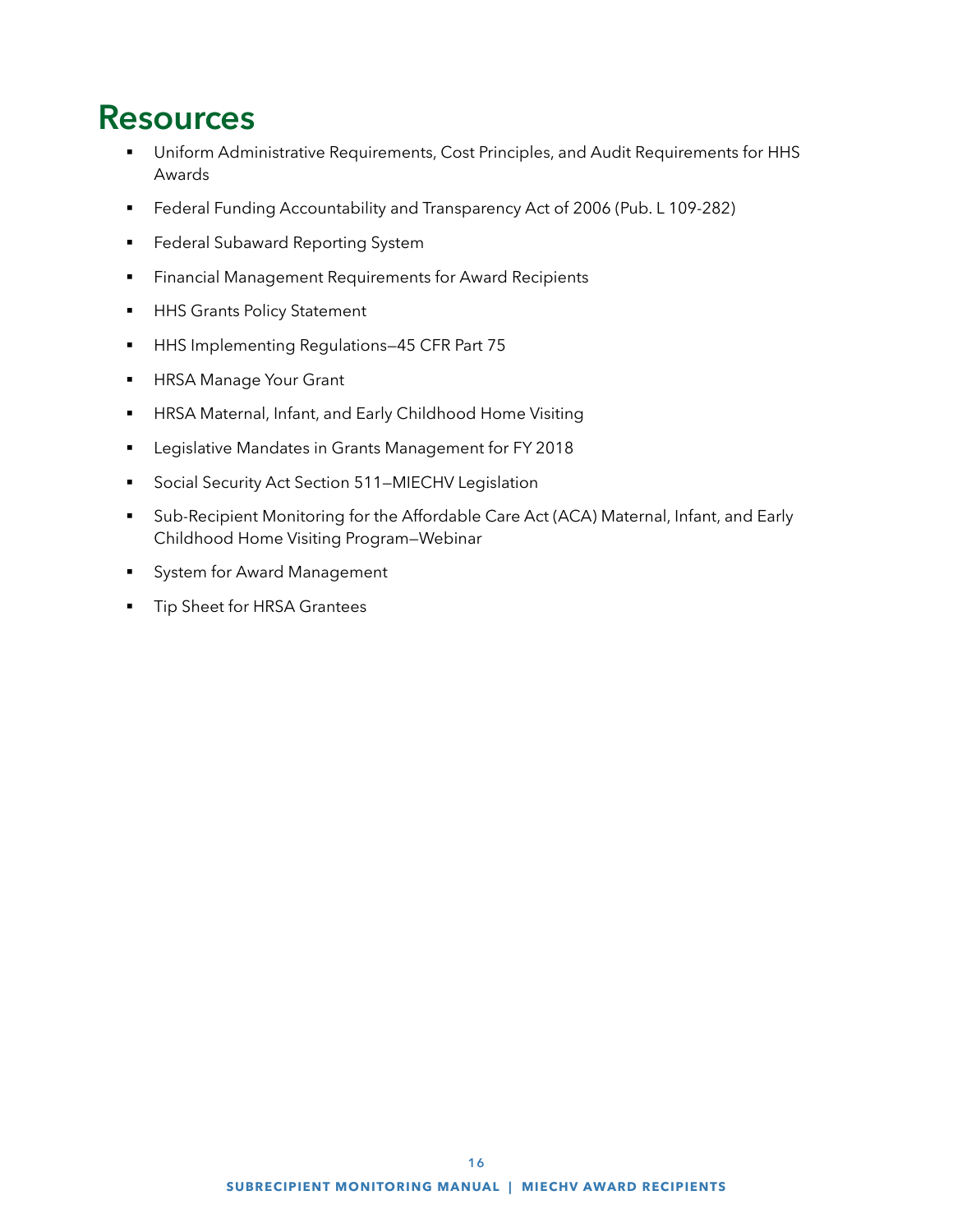# Resources

- Uniform Administrative Requirements, Cost Principles, and Audit Requirements for HHS Awards
- Federal Funding Accountability and Transparency Act of 2006 (Pub. L 109-282)
- Federal Subaward Reporting System
- Financial Management Requirements for Award Recipients
- HHS Grants Policy Statement
- HHS Implementing Regulations—45 CFR Part 75
- HRSA Manage Your Grant
- HRSA Maternal, Infant, and Early Childhood Home Visiting
- Legislative Mandates in Grants Management for FY 2018
- Social Security Act Section 511—MIECHV Legislation
- Sub-Recipient Monitoring for the Affordable Care Act (ACA) Maternal, Infant, and Early Childhood Home Visiting Program—Webinar
- System for Award Management
- Tip Sheet for HRSA Grantees